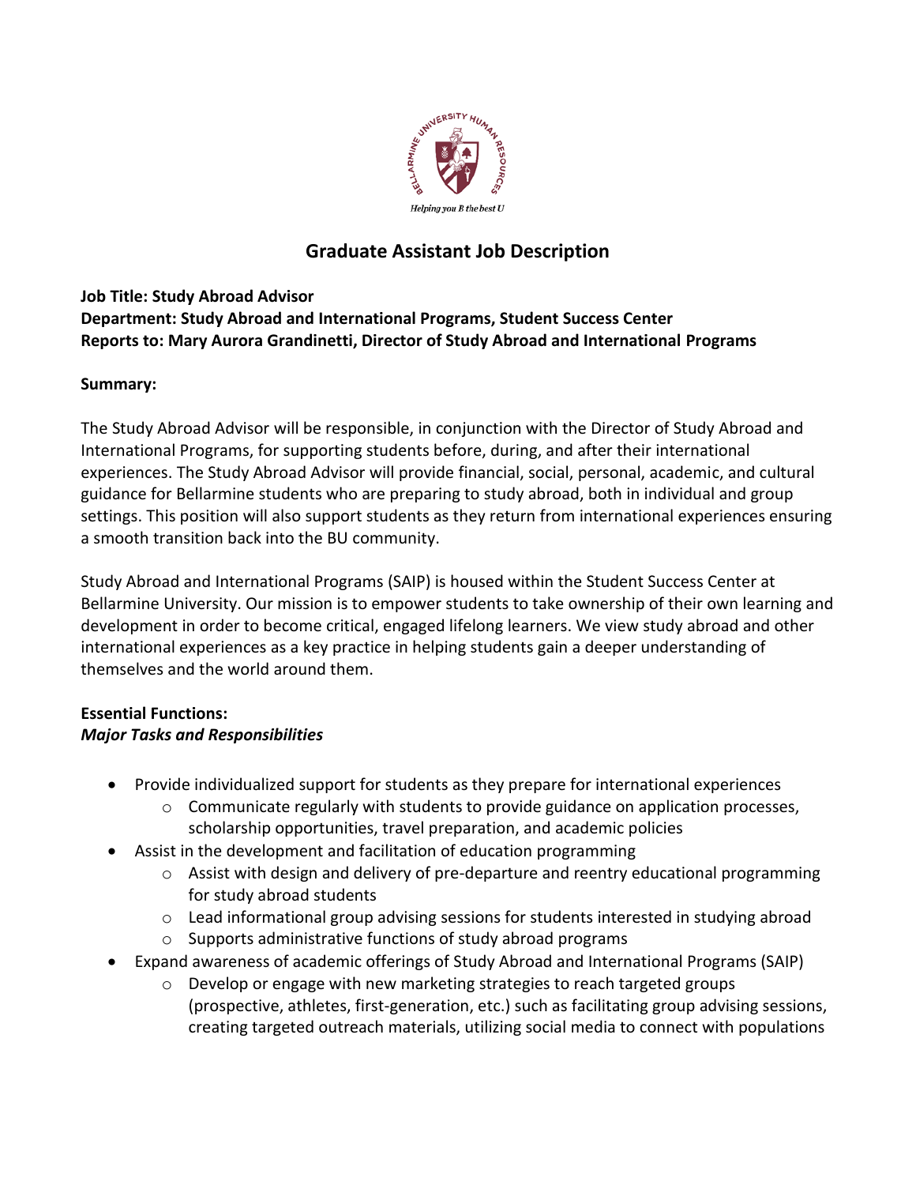# Graduate Assistant Job Description

**Job Title: Study Abroad Advisor**
**Department: Study Abroad and International Programs, Student Success Center**
**Reports to: Mary Aurora Grandinetti, Director of Study Abroad and International Programs**

**Summary:**

The Study Abroad Advisor will be responsible, in conjunction with the Director of Study Abroad and International Programs, for supporting students before, during, and after their international experiences. The Study Abroad Advisor will provide financial, social, personal, academic, and cultural guidance for Bellarmine students who are preparing to study abroad, both in individual and group settings. This position will also support students as they return from international experiences ensuring a smooth transition back into the BU community.

Study Abroad and International Programs (SAIP) is housed within the Student Success Center at Bellarmine University. Our mission is to empower students to take ownership of their own learning and development in order to become critical, engaged lifelong learners. We view study abroad and other international experiences as a key practice in helping students gain a deeper understanding of themselves and the world around them.

**Essential Functions:**
***Major Tasks and Responsibilities***

- Provide individualized support for students as they prepare for international experiences
  - Communicate regularly with students to provide guidance on application processes, scholarship opportunities, travel preparation, and academic policies
- Assist in the development and facilitation of education programming
  - Assist with design and delivery of pre-departure and reentry educational programming for study abroad students
  - Lead informational group advising sessions for students interested in studying abroad
  - Supports administrative functions of study abroad programs
- Expand awareness of academic offerings of Study Abroad and International Programs (SAIP)
  - Develop or engage with new marketing strategies to reach targeted groups (prospective, athletes, first-generation, etc.) such as facilitating group advising sessions, creating targeted outreach materials, utilizing social media to connect with populations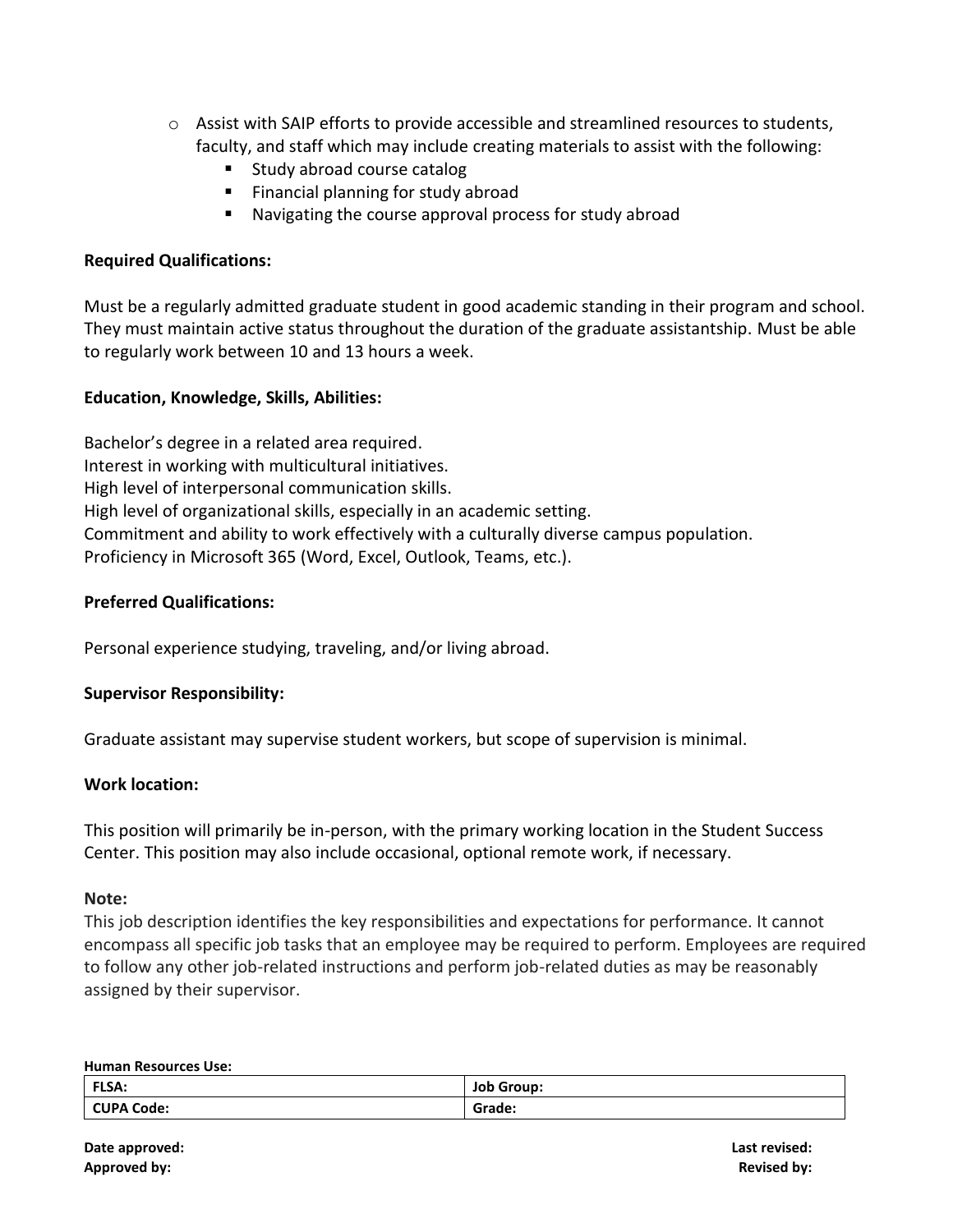- Assist with SAIP efforts to provide accessible and streamlined resources to students, faculty, and staff which may include creating materials to assist with the following:
  - Study abroad course catalog
  - Financial planning for study abroad
  - Navigating the course approval process for study abroad

**Required Qualifications:**

Must be a regularly admitted graduate student in good academic standing in their program and school. They must maintain active status throughout the duration of the graduate assistantship. Must be able to regularly work between 10 and 13 hours a week.

**Education, Knowledge, Skills, Abilities:**

Bachelor's degree in a related area required.
Interest in working with multicultural initiatives.
High level of interpersonal communication skills.
High level of organizational skills, especially in an academic setting.
Commitment and ability to work effectively with a culturally diverse campus population.
Proficiency in Microsoft 365 (Word, Excel, Outlook, Teams, etc.).

**Preferred Qualifications:**

Personal experience studying, traveling, and/or living abroad.

**Supervisor Responsibility:**

Graduate assistant may supervise student workers, but scope of supervision is minimal.

**Work location:**

This position will primarily be in-person, with the primary working location in the Student Success Center. This position may also include occasional, optional remote work, if necessary.

**Note:**
This job description identifies the key responsibilities and expectations for performance. It cannot encompass all specific job tasks that an employee may be required to perform. Employees are required to follow any other job-related instructions and perform job-related duties as may be reasonably assigned by their supervisor.

**Human Resources Use:**

| | |
|---|---|
| **FLSA:** | **Job Group:** |
| **CUPA Code:** | **Grade:** |

**Date approved:** **Last revised:**
**Approved by:** **Revised by:**